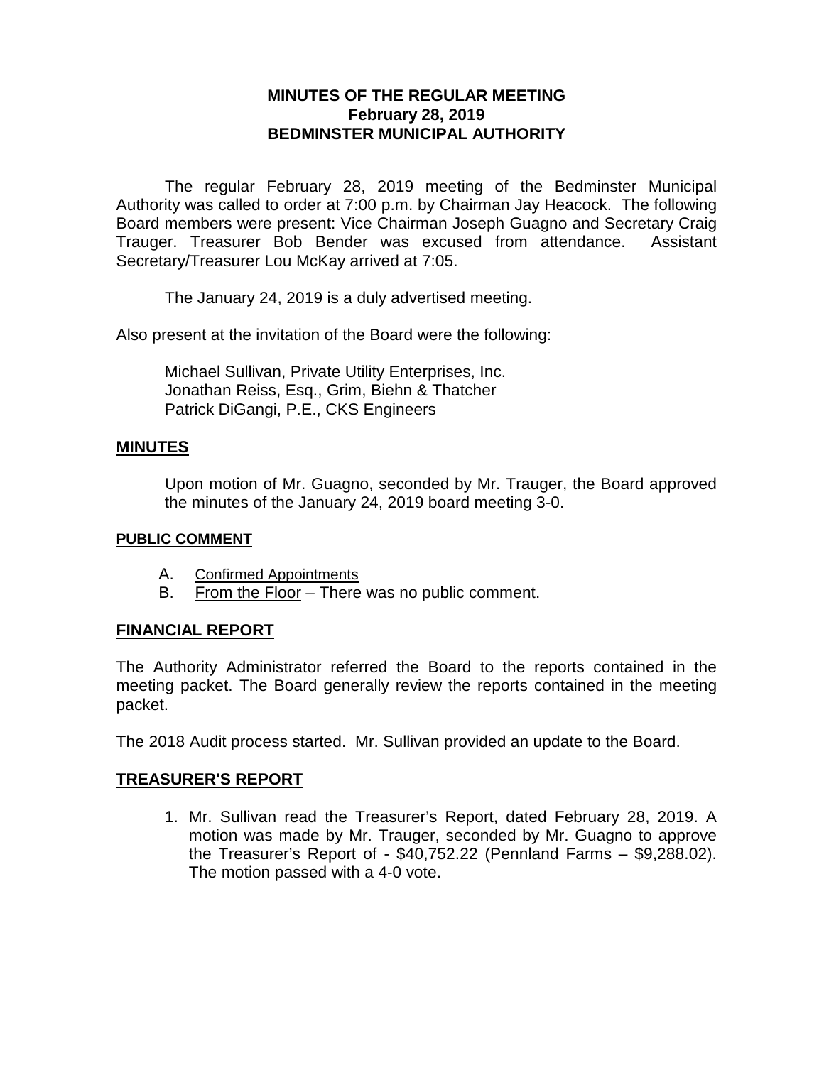**MINUTES OF THE REGULAR MEETING**
**February 28, 2019**
**BEDMINSTER MUNICIPAL AUTHORITY**

The regular February 28, 2019 meeting of the Bedminster Municipal Authority was called to order at 7:00 p.m. by Chairman Jay Heacock. The following Board members were present: Vice Chairman Joseph Guagno and Secretary Craig Trauger. Treasurer Bob Bender was excused from attendance. Assistant Secretary/Treasurer Lou McKay arrived at 7:05.

The January 24, 2019 is a duly advertised meeting.

Also present at the invitation of the Board were the following:

Michael Sullivan, Private Utility Enterprises, Inc.
Jonathan Reiss, Esq., Grim, Biehn & Thatcher
Patrick DiGangi, P.E., CKS Engineers

## MINUTES

Upon motion of Mr. Guagno, seconded by Mr. Trauger, the Board approved the minutes of the January 24, 2019 board meeting 3-0.

### PUBLIC COMMENT

A. Confirmed Appointments
B. From the Floor – There was no public comment.

## FINANCIAL REPORT

The Authority Administrator referred the Board to the reports contained in the meeting packet. The Board generally review the reports contained in the meeting packet.

The 2018 Audit process started. Mr. Sullivan provided an update to the Board.

## TREASURER'S REPORT

1. Mr. Sullivan read the Treasurer's Report, dated February 28, 2019. A motion was made by Mr. Trauger, seconded by Mr. Guagno to approve the Treasurer's Report of - $40,752.22 (Pennland Farms – $9,288.02). The motion passed with a 4-0 vote.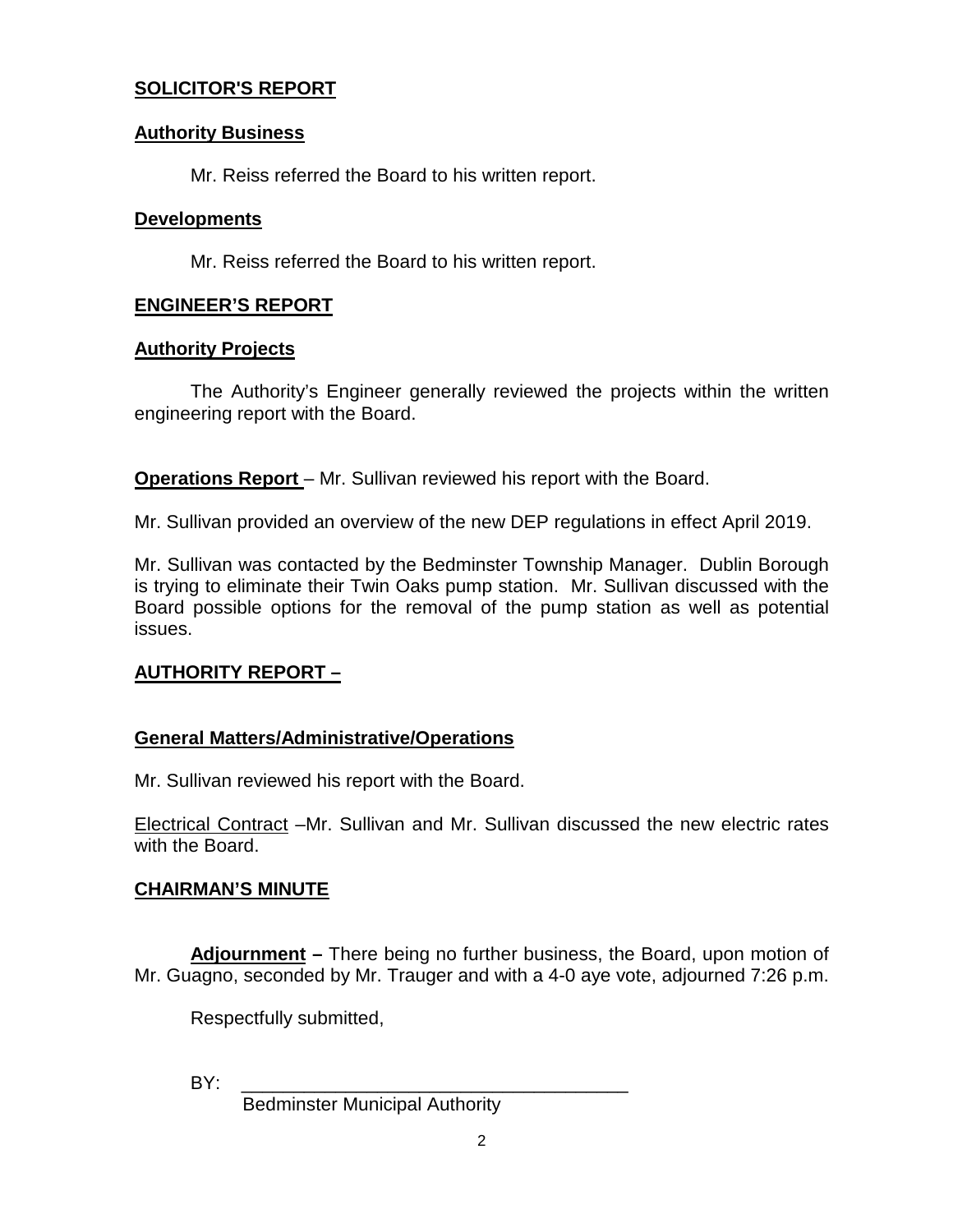## SOLICITOR'S REPORT

### Authority Business

Mr. Reiss referred the Board to his written report.

### Developments

Mr. Reiss referred the Board to his written report.

## ENGINEER'S REPORT

### Authority Projects

The Authority's Engineer generally reviewed the projects within the written engineering report with the Board.

**Operations Report** – Mr. Sullivan reviewed his report with the Board.

Mr. Sullivan provided an overview of the new DEP regulations in effect April 2019.

Mr. Sullivan was contacted by the Bedminster Township Manager. Dublin Borough is trying to eliminate their Twin Oaks pump station. Mr. Sullivan discussed with the Board possible options for the removal of the pump station as well as potential issues.

## AUTHORITY REPORT –

### General Matters/Administrative/Operations

Mr. Sullivan reviewed his report with the Board.

Electrical Contract –Mr. Sullivan and Mr. Sullivan discussed the new electric rates with the Board.

## CHAIRMAN'S MINUTE

**Adjournment –** There being no further business, the Board, upon motion of Mr. Guagno, seconded by Mr. Trauger and with a 4-0 aye vote, adjourned 7:26 p.m.

Respectfully submitted,

BY: ______________________________________
Bedminster Municipal Authority